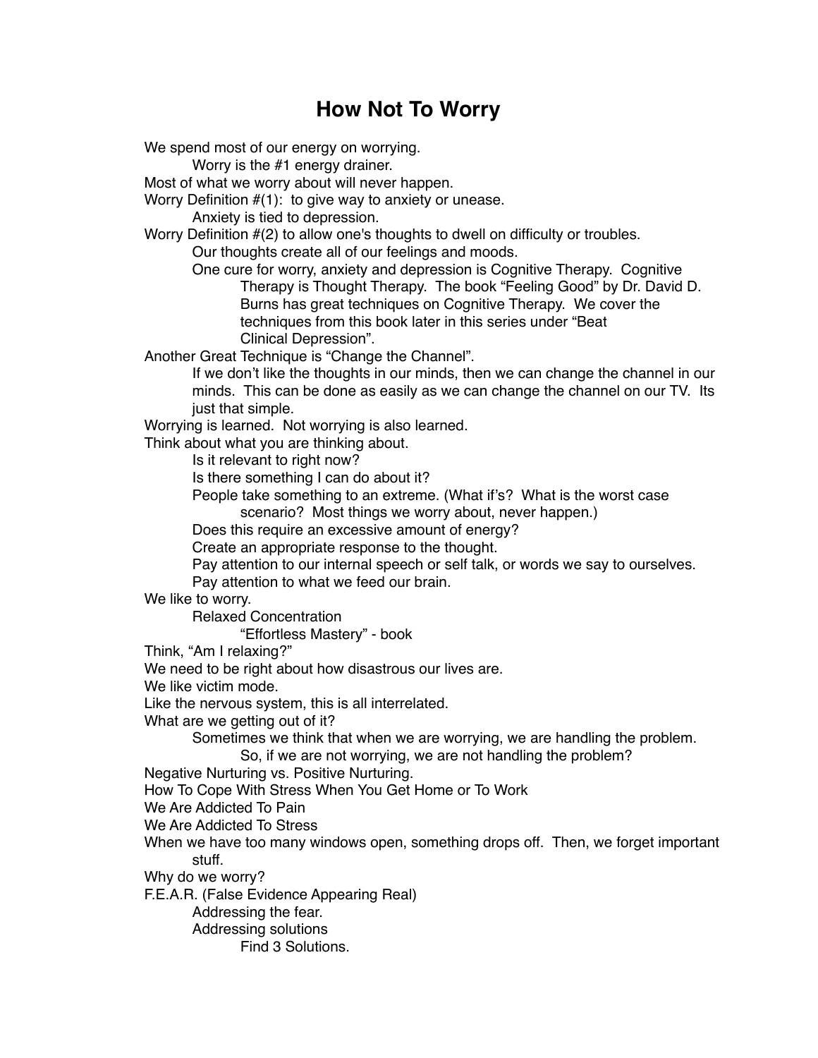# How Not To Worry

- We spend most of our energy on worrying.
  - Worry is the #1 energy drainer.
- Most of what we worry about will never happen.
- Worry Definition #(1): to give way to anxiety or unease.
  - Anxiety is tied to depression.
- Worry Definition #(2) to allow one's thoughts to dwell on difficulty or troubles.
  - Our thoughts create all of our feelings and moods.
  - One cure for worry, anxiety and depression is Cognitive Therapy. Cognitive Therapy is Thought Therapy. The book "Feeling Good" by Dr. David D. Burns has great techniques on Cognitive Therapy. We cover the techniques from this book later in this series under "Beat Clinical Depression".
- Another Great Technique is "Change the Channel".
  - If we don't like the thoughts in our minds, then we can change the channel in our minds. This can be done as easily as we can change the channel on our TV. Its just that simple.
- Worrying is learned. Not worrying is also learned.
- Think about what you are thinking about.
  - Is it relevant to right now?
  - Is there something I can do about it?
  - People take something to an extreme. (What if's? What is the worst case scenario? Most things we worry about, never happen.)
  - Does this require an excessive amount of energy?
  - Create an appropriate response to the thought.
  - Pay attention to our internal speech or self talk, or words we say to ourselves.
  - Pay attention to what we feed our brain.
- We like to worry.
  - Relaxed Concentration
    - "Effortless Mastery" - book
- Think, "Am I relaxing?"
- We need to be right about how disastrous our lives are.
- We like victim mode.
- Like the nervous system, this is all interrelated.
- What are we getting out of it?
  - Sometimes we think that when we are worrying, we are handling the problem.
    - So, if we are not worrying, we are not handling the problem?
- Negative Nurturing vs. Positive Nurturing.
- How To Cope With Stress When You Get Home or To Work
- We Are Addicted To Pain
- We Are Addicted To Stress
- When we have too many windows open, something drops off. Then, we forget important stuff.
- Why do we worry?
- F.E.A.R. (False Evidence Appearing Real)
  - Addressing the fear.
  - Addressing solutions
    - Find 3 Solutions.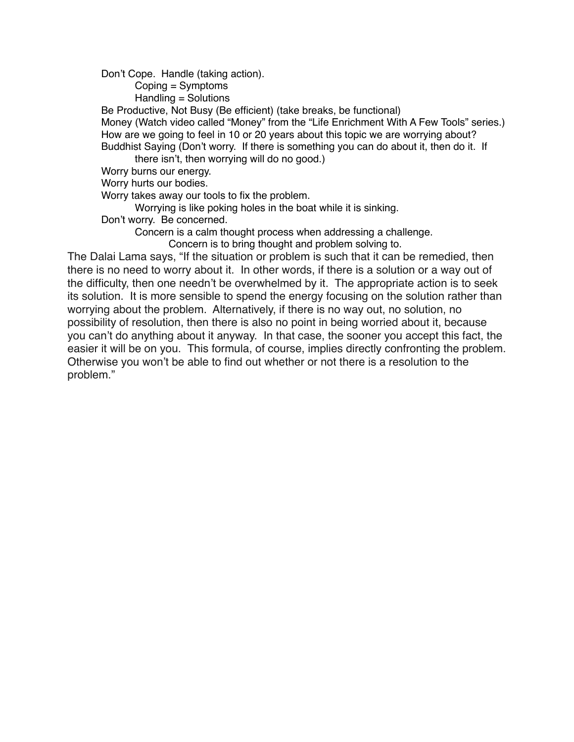- Don't Cope. Handle (taking action).
  - Coping = Symptoms
  - Handling = Solutions
- Be Productive, Not Busy (Be efficient) (take breaks, be functional)
- Money (Watch video called "Money" from the "Life Enrichment With A Few Tools" series.)
- How are we going to feel in 10 or 20 years about this topic we are worrying about?
- Buddhist Saying (Don't worry. If there is something you can do about it, then do it. If there isn't, then worrying will do no good.)
- Worry burns our energy.
- Worry hurts our bodies.
- Worry takes away our tools to fix the problem.
  - Worrying is like poking holes in the boat while it is sinking.
- Don't worry. Be concerned.
  - Concern is a calm thought process when addressing a challenge.
    - Concern is to bring thought and problem solving to.

The Dalai Lama says, "If the situation or problem is such that it can be remedied, then there is no need to worry about it. In other words, if there is a solution or a way out of the difficulty, then one needn't be overwhelmed by it. The appropriate action is to seek its solution. It is more sensible to spend the energy focusing on the solution rather than worrying about the problem. Alternatively, if there is no way out, no solution, no possibility of resolution, then there is also no point in being worried about it, because you can't do anything about it anyway. In that case, the sooner you accept this fact, the easier it will be on you. This formula, of course, implies directly confronting the problem. Otherwise you won't be able to find out whether or not there is a resolution to the problem."